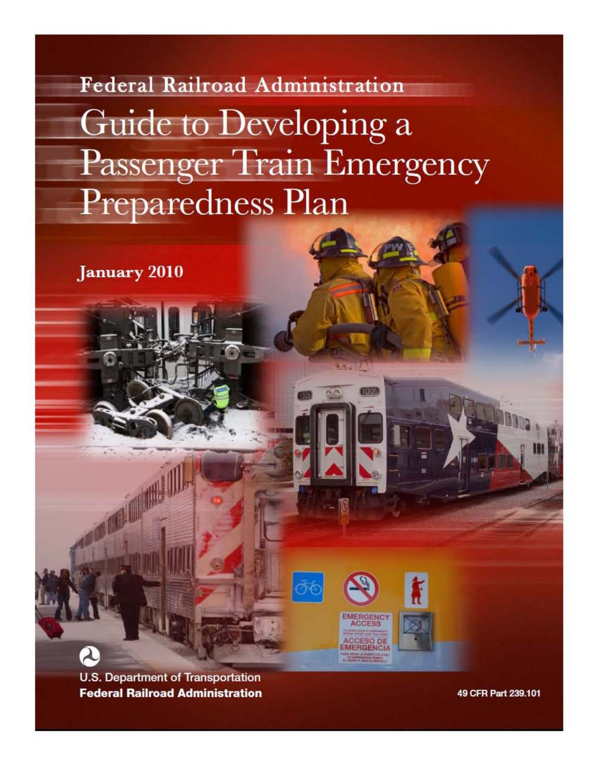Federal Railroad Administration

# Guide to Developing a Passenger Train Emergency Preparedness Plan

**January 2010**

U.S. Department of Transportation

**Federal Railroad Administration**

49 CFR Part 239.101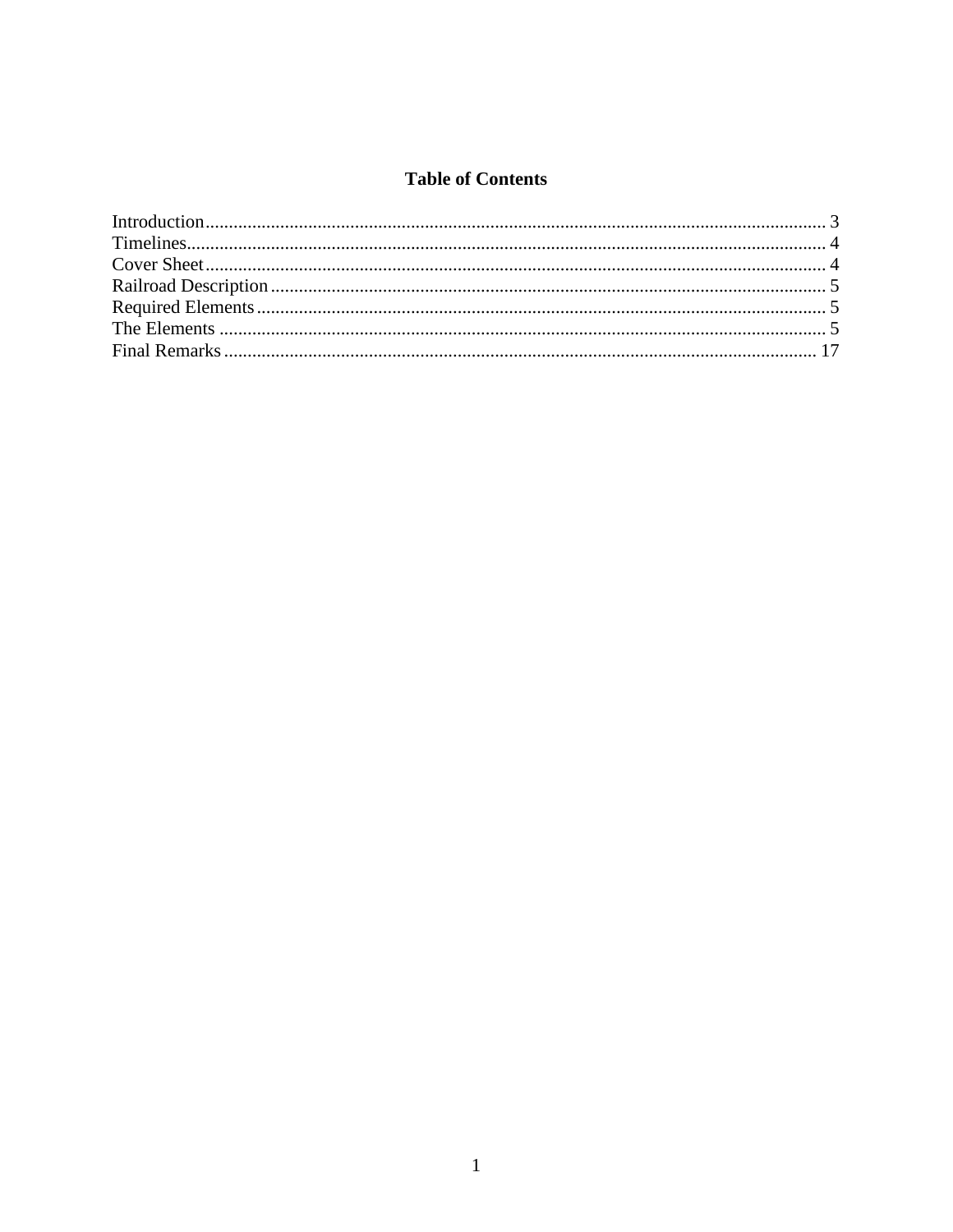# Table of Contents

Introduction .... 3
Timelines .... 4
Cover Sheet .... 4
Railroad Description .... 5
Required Elements .... 5
The Elements .... 5
Final Remarks .... 17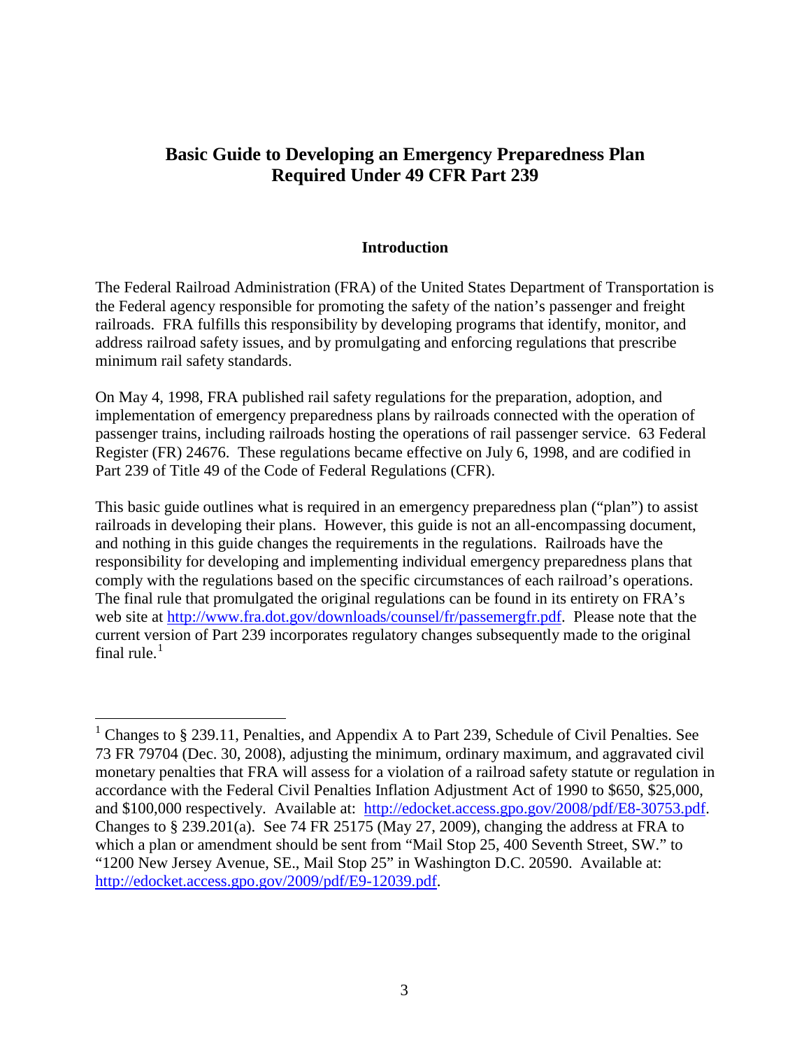# Basic Guide to Developing an Emergency Preparedness Plan Required Under 49 CFR Part 239

## Introduction

The Federal Railroad Administration (FRA) of the United States Department of Transportation is the Federal agency responsible for promoting the safety of the nation's passenger and freight railroads. FRA fulfills this responsibility by developing programs that identify, monitor, and address railroad safety issues, and by promulgating and enforcing regulations that prescribe minimum rail safety standards.

On May 4, 1998, FRA published rail safety regulations for the preparation, adoption, and implementation of emergency preparedness plans by railroads connected with the operation of passenger trains, including railroads hosting the operations of rail passenger service. 63 Federal Register (FR) 24676. These regulations became effective on July 6, 1998, and are codified in Part 239 of Title 49 of the Code of Federal Regulations (CFR).

This basic guide outlines what is required in an emergency preparedness plan ("plan") to assist railroads in developing their plans. However, this guide is not an all-encompassing document, and nothing in this guide changes the requirements in the regulations. Railroads have the responsibility for developing and implementing individual emergency preparedness plans that comply with the regulations based on the specific circumstances of each railroad's operations. The final rule that promulgated the original regulations can be found in its entirety on FRA's web site at http://www.fra.dot.gov/downloads/counsel/fr/passemergfr.pdf. Please note that the current version of Part 239 incorporates regulatory changes subsequently made to the original final rule.[1]

---

[1] Changes to § 239.11, Penalties, and Appendix A to Part 239, Schedule of Civil Penalties. See 73 FR 79704 (Dec. 30, 2008), adjusting the minimum, ordinary maximum, and aggravated civil monetary penalties that FRA will assess for a violation of a railroad safety statute or regulation in accordance with the Federal Civil Penalties Inflation Adjustment Act of 1990 to $650, $25,000, and $100,000 respectively. Available at: http://edocket.access.gpo.gov/2008/pdf/E8-30753.pdf. Changes to § 239.201(a). See 74 FR 25175 (May 27, 2009), changing the address at FRA to which a plan or amendment should be sent from "Mail Stop 25, 400 Seventh Street, SW." to "1200 New Jersey Avenue, SE., Mail Stop 25" in Washington D.C. 20590. Available at: http://edocket.access.gpo.gov/2009/pdf/E9-12039.pdf.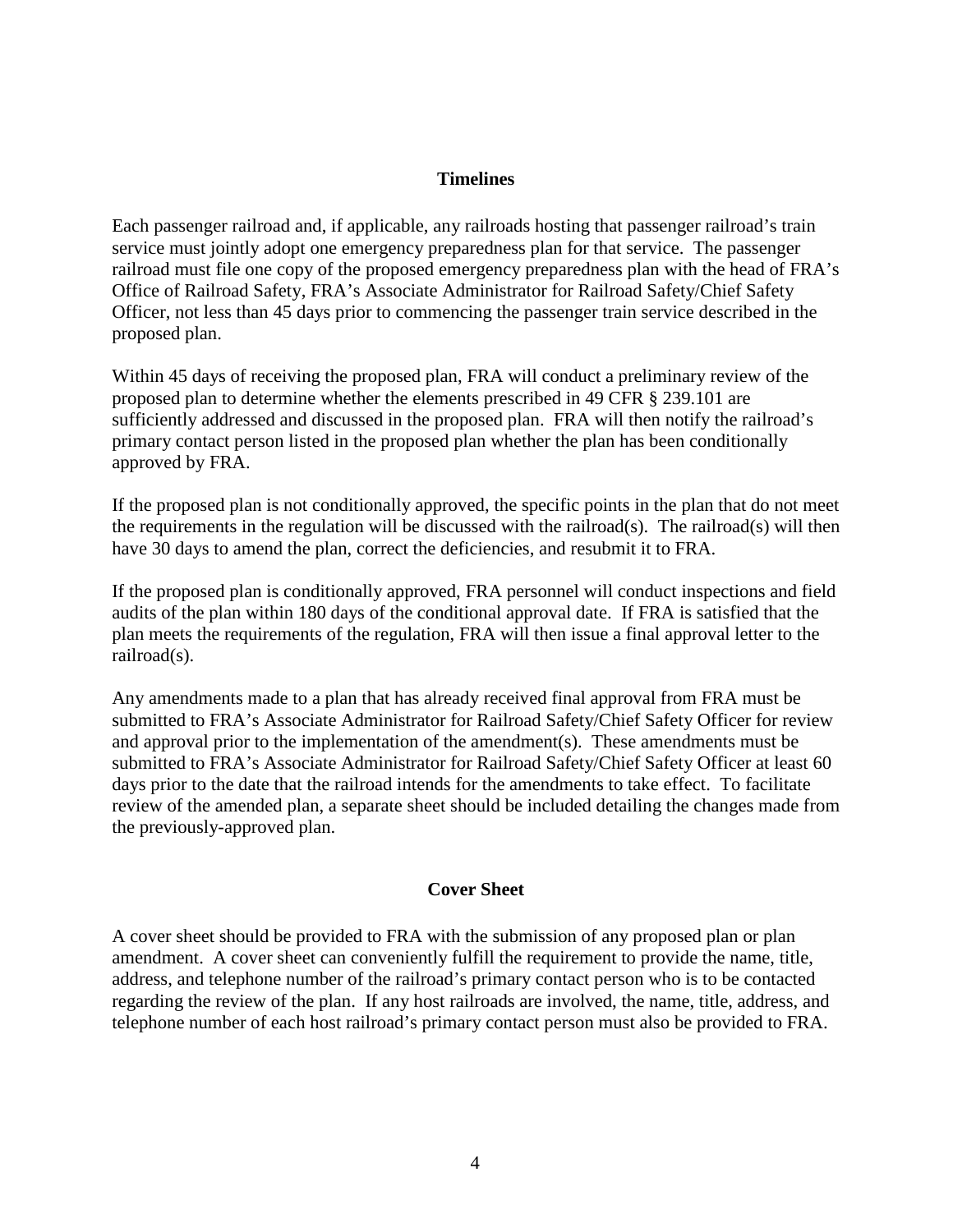## Timelines

Each passenger railroad and, if applicable, any railroads hosting that passenger railroad's train service must jointly adopt one emergency preparedness plan for that service. The passenger railroad must file one copy of the proposed emergency preparedness plan with the head of FRA's Office of Railroad Safety, FRA's Associate Administrator for Railroad Safety/Chief Safety Officer, not less than 45 days prior to commencing the passenger train service described in the proposed plan.

Within 45 days of receiving the proposed plan, FRA will conduct a preliminary review of the proposed plan to determine whether the elements prescribed in 49 CFR § 239.101 are sufficiently addressed and discussed in the proposed plan. FRA will then notify the railroad's primary contact person listed in the proposed plan whether the plan has been conditionally approved by FRA.

If the proposed plan is not conditionally approved, the specific points in the plan that do not meet the requirements in the regulation will be discussed with the railroad(s). The railroad(s) will then have 30 days to amend the plan, correct the deficiencies, and resubmit it to FRA.

If the proposed plan is conditionally approved, FRA personnel will conduct inspections and field audits of the plan within 180 days of the conditional approval date. If FRA is satisfied that the plan meets the requirements of the regulation, FRA will then issue a final approval letter to the railroad(s).

Any amendments made to a plan that has already received final approval from FRA must be submitted to FRA's Associate Administrator for Railroad Safety/Chief Safety Officer for review and approval prior to the implementation of the amendment(s). These amendments must be submitted to FRA's Associate Administrator for Railroad Safety/Chief Safety Officer at least 60 days prior to the date that the railroad intends for the amendments to take effect. To facilitate review of the amended plan, a separate sheet should be included detailing the changes made from the previously-approved plan.

## Cover Sheet

A cover sheet should be provided to FRA with the submission of any proposed plan or plan amendment. A cover sheet can conveniently fulfill the requirement to provide the name, title, address, and telephone number of the railroad's primary contact person who is to be contacted regarding the review of the plan. If any host railroads are involved, the name, title, address, and telephone number of each host railroad's primary contact person must also be provided to FRA.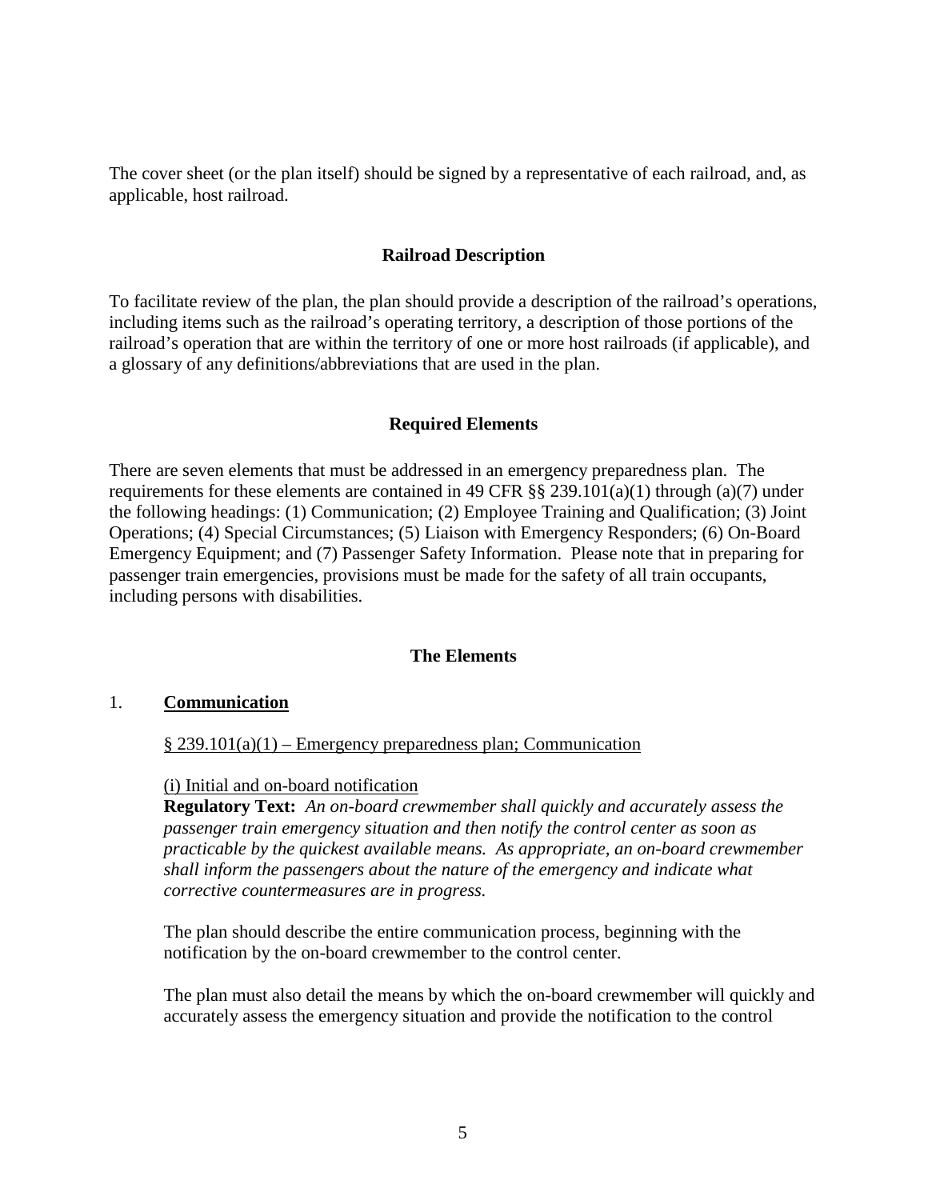The cover sheet (or the plan itself) should be signed by a representative of each railroad, and, as applicable, host railroad.

## Railroad Description

To facilitate review of the plan, the plan should provide a description of the railroad's operations, including items such as the railroad's operating territory, a description of those portions of the railroad's operation that are within the territory of one or more host railroads (if applicable), and a glossary of any definitions/abbreviations that are used in the plan.

## Required Elements

There are seven elements that must be addressed in an emergency preparedness plan. The requirements for these elements are contained in 49 CFR §§ 239.101(a)(1) through (a)(7) under the following headings: (1) Communication; (2) Employee Training and Qualification; (3) Joint Operations; (4) Special Circumstances; (5) Liaison with Emergency Responders; (6) On-Board Emergency Equipment; and (7) Passenger Safety Information. Please note that in preparing for passenger train emergencies, provisions must be made for the safety of all train occupants, including persons with disabilities.

## The Elements

### 1. Communication

§ 239.101(a)(1) – Emergency preparedness plan; Communication

(i) Initial and on-board notification

**Regulatory Text:** *An on-board crewmember shall quickly and accurately assess the passenger train emergency situation and then notify the control center as soon as practicable by the quickest available means. As appropriate, an on-board crewmember shall inform the passengers about the nature of the emergency and indicate what corrective countermeasures are in progress.*

The plan should describe the entire communication process, beginning with the notification by the on-board crewmember to the control center.

The plan must also detail the means by which the on-board crewmember will quickly and accurately assess the emergency situation and provide the notification to the control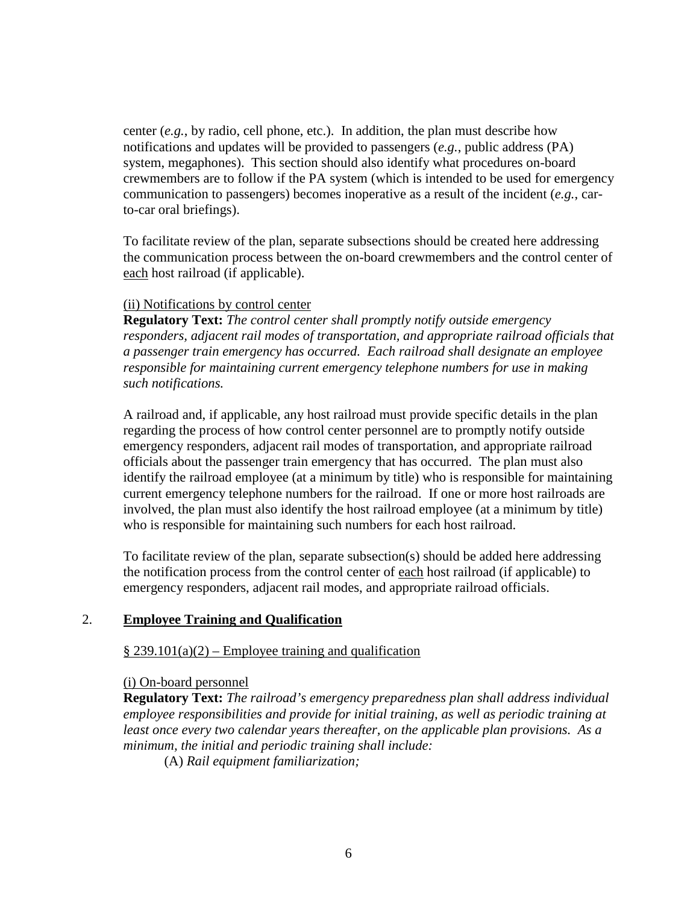center (*e.g.*, by radio, cell phone, etc.). In addition, the plan must describe how notifications and updates will be provided to passengers (*e.g.*, public address (PA) system, megaphones). This section should also identify what procedures on-board crewmembers are to follow if the PA system (which is intended to be used for emergency communication to passengers) becomes inoperative as a result of the incident (*e.g.*, car-to-car oral briefings).

To facilitate review of the plan, separate subsections should be created here addressing the communication process between the on-board crewmembers and the control center of each host railroad (if applicable).

(ii) Notifications by control center

**Regulatory Text:** *The control center shall promptly notify outside emergency responders, adjacent rail modes of transportation, and appropriate railroad officials that a passenger train emergency has occurred. Each railroad shall designate an employee responsible for maintaining current emergency telephone numbers for use in making such notifications.*

A railroad and, if applicable, any host railroad must provide specific details in the plan regarding the process of how control center personnel are to promptly notify outside emergency responders, adjacent rail modes of transportation, and appropriate railroad officials about the passenger train emergency that has occurred. The plan must also identify the railroad employee (at a minimum by title) who is responsible for maintaining current emergency telephone numbers for the railroad. If one or more host railroads are involved, the plan must also identify the host railroad employee (at a minimum by title) who is responsible for maintaining such numbers for each host railroad.

To facilitate review of the plan, separate subsection(s) should be added here addressing the notification process from the control center of each host railroad (if applicable) to emergency responders, adjacent rail modes, and appropriate railroad officials.

## 2. Employee Training and Qualification

§ 239.101(a)(2) – Employee training and qualification

(i) On-board personnel

**Regulatory Text:** *The railroad's emergency preparedness plan shall address individual employee responsibilities and provide for initial training, as well as periodic training at least once every two calendar years thereafter, on the applicable plan provisions. As a minimum, the initial and periodic training shall include:*

(A) *Rail equipment familiarization;*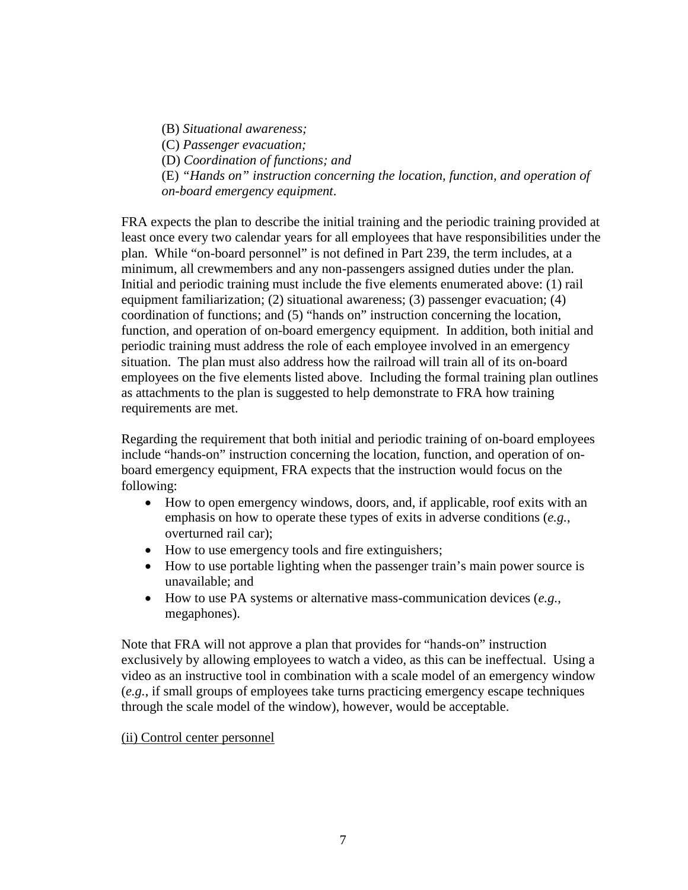(B) *Situational awareness;*

(C) *Passenger evacuation;*

(D) *Coordination of functions; and*

(E) *"Hands on" instruction concerning the location, function, and operation of on-board emergency equipment*.

FRA expects the plan to describe the initial training and the periodic training provided at least once every two calendar years for all employees that have responsibilities under the plan. While "on-board personnel" is not defined in Part 239, the term includes, at a minimum, all crewmembers and any non-passengers assigned duties under the plan. Initial and periodic training must include the five elements enumerated above: (1) rail equipment familiarization; (2) situational awareness; (3) passenger evacuation; (4) coordination of functions; and (5) "hands on" instruction concerning the location, function, and operation of on-board emergency equipment. In addition, both initial and periodic training must address the role of each employee involved in an emergency situation. The plan must also address how the railroad will train all of its on-board employees on the five elements listed above. Including the formal training plan outlines as attachments to the plan is suggested to help demonstrate to FRA how training requirements are met.

Regarding the requirement that both initial and periodic training of on-board employees include "hands-on" instruction concerning the location, function, and operation of on-board emergency equipment, FRA expects that the instruction would focus on the following:

- How to open emergency windows, doors, and, if applicable, roof exits with an emphasis on how to operate these types of exits in adverse conditions (*e.g.*, overturned rail car);
- How to use emergency tools and fire extinguishers;
- How to use portable lighting when the passenger train's main power source is unavailable; and
- How to use PA systems or alternative mass-communication devices (*e.g.*, megaphones).

Note that FRA will not approve a plan that provides for "hands-on" instruction exclusively by allowing employees to watch a video, as this can be ineffectual. Using a video as an instructive tool in combination with a scale model of an emergency window (*e.g.*, if small groups of employees take turns practicing emergency escape techniques through the scale model of the window), however, would be acceptable.

<u>(ii) Control center personnel</u>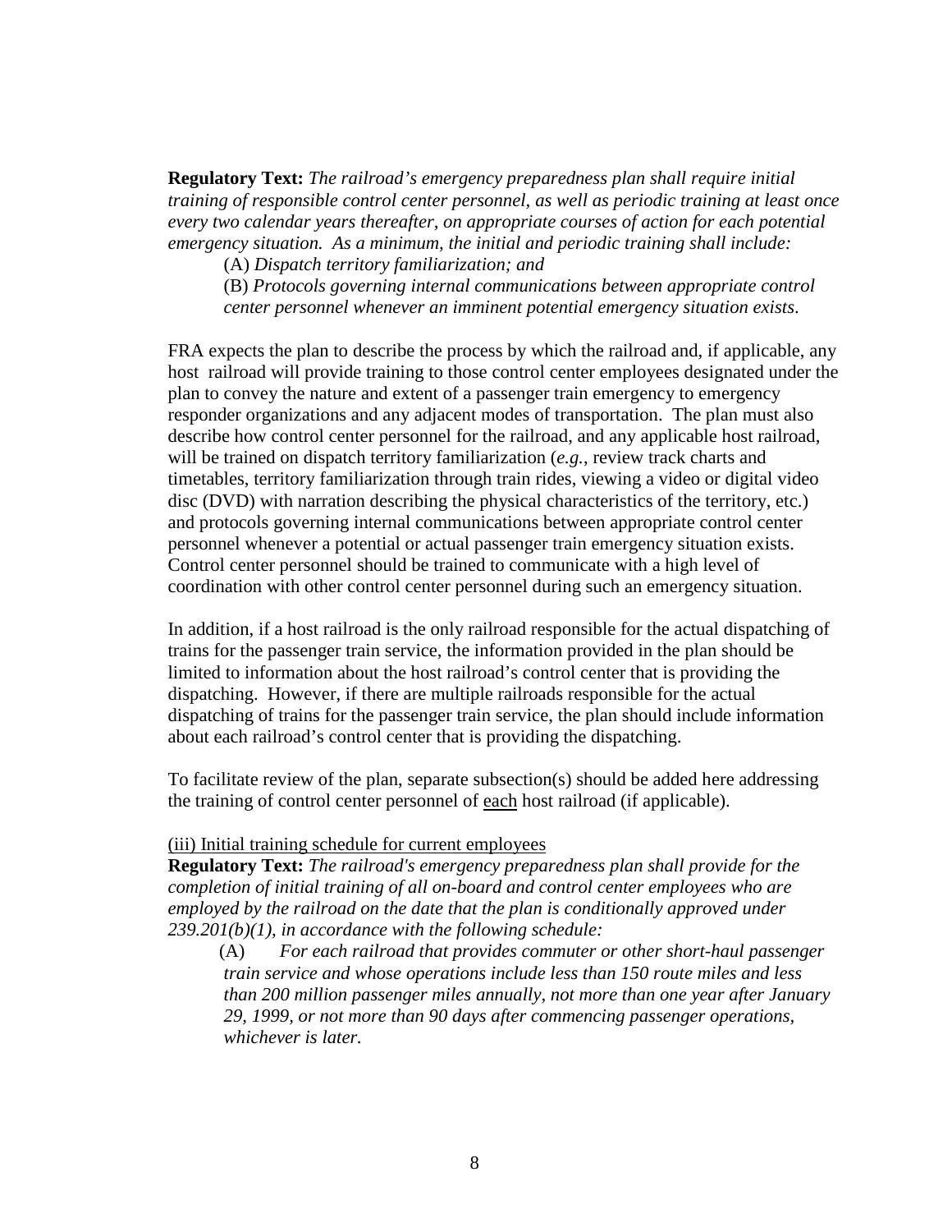**Regulatory Text:** *The railroad's emergency preparedness plan shall require initial training of responsible control center personnel, as well as periodic training at least once every two calendar years thereafter, on appropriate courses of action for each potential emergency situation. As a minimum, the initial and periodic training shall include:*

(A) *Dispatch territory familiarization; and*

(B) *Protocols governing internal communications between appropriate control center personnel whenever an imminent potential emergency situation exists.*

FRA expects the plan to describe the process by which the railroad and, if applicable, any host railroad will provide training to those control center employees designated under the plan to convey the nature and extent of a passenger train emergency to emergency responder organizations and any adjacent modes of transportation. The plan must also describe how control center personnel for the railroad, and any applicable host railroad, will be trained on dispatch territory familiarization (*e.g.*, review track charts and timetables, territory familiarization through train rides, viewing a video or digital video disc (DVD) with narration describing the physical characteristics of the territory, etc.) and protocols governing internal communications between appropriate control center personnel whenever a potential or actual passenger train emergency situation exists. Control center personnel should be trained to communicate with a high level of coordination with other control center personnel during such an emergency situation.

In addition, if a host railroad is the only railroad responsible for the actual dispatching of trains for the passenger train service, the information provided in the plan should be limited to information about the host railroad's control center that is providing the dispatching. However, if there are multiple railroads responsible for the actual dispatching of trains for the passenger train service, the plan should include information about each railroad's control center that is providing the dispatching.

To facilitate review of the plan, separate subsection(s) should be added here addressing the training of control center personnel of each host railroad (if applicable).

(iii) Initial training schedule for current employees

**Regulatory Text:** *The railroad's emergency preparedness plan shall provide for the completion of initial training of all on-board and control center employees who are employed by the railroad on the date that the plan is conditionally approved under 239.201(b)(1), in accordance with the following schedule:*

(A) *For each railroad that provides commuter or other short-haul passenger train service and whose operations include less than 150 route miles and less than 200 million passenger miles annually, not more than one year after January 29, 1999, or not more than 90 days after commencing passenger operations, whichever is later.*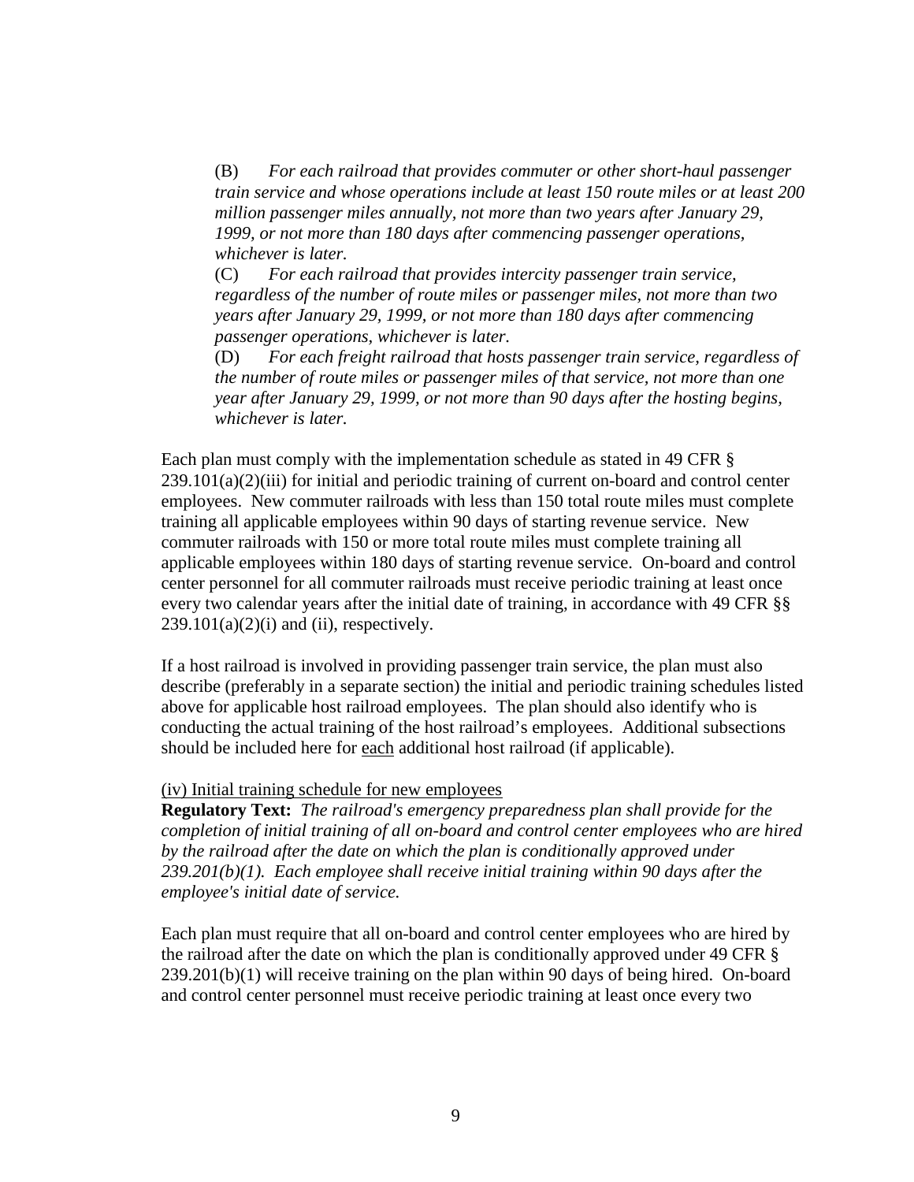(B) *For each railroad that provides commuter or other short-haul passenger train service and whose operations include at least 150 route miles or at least 200 million passenger miles annually, not more than two years after January 29, 1999, or not more than 180 days after commencing passenger operations, whichever is later.*

(C) *For each railroad that provides intercity passenger train service, regardless of the number of route miles or passenger miles, not more than two years after January 29, 1999, or not more than 180 days after commencing passenger operations, whichever is later.*

(D) *For each freight railroad that hosts passenger train service, regardless of the number of route miles or passenger miles of that service, not more than one year after January 29, 1999, or not more than 90 days after the hosting begins, whichever is later.*

Each plan must comply with the implementation schedule as stated in 49 CFR § 239.101(a)(2)(iii) for initial and periodic training of current on-board and control center employees. New commuter railroads with less than 150 total route miles must complete training all applicable employees within 90 days of starting revenue service. New commuter railroads with 150 or more total route miles must complete training all applicable employees within 180 days of starting revenue service. On-board and control center personnel for all commuter railroads must receive periodic training at least once every two calendar years after the initial date of training, in accordance with 49 CFR §§ 239.101(a)(2)(i) and (ii), respectively.

If a host railroad is involved in providing passenger train service, the plan must also describe (preferably in a separate section) the initial and periodic training schedules listed above for applicable host railroad employees. The plan should also identify who is conducting the actual training of the host railroad's employees. Additional subsections should be included here for each additional host railroad (if applicable).

(iv) Initial training schedule for new employees

**Regulatory Text:** *The railroad's emergency preparedness plan shall provide for the completion of initial training of all on-board and control center employees who are hired by the railroad after the date on which the plan is conditionally approved under 239.201(b)(1). Each employee shall receive initial training within 90 days after the employee's initial date of service.*

Each plan must require that all on-board and control center employees who are hired by the railroad after the date on which the plan is conditionally approved under 49 CFR § 239.201(b)(1) will receive training on the plan within 90 days of being hired. On-board and control center personnel must receive periodic training at least once every two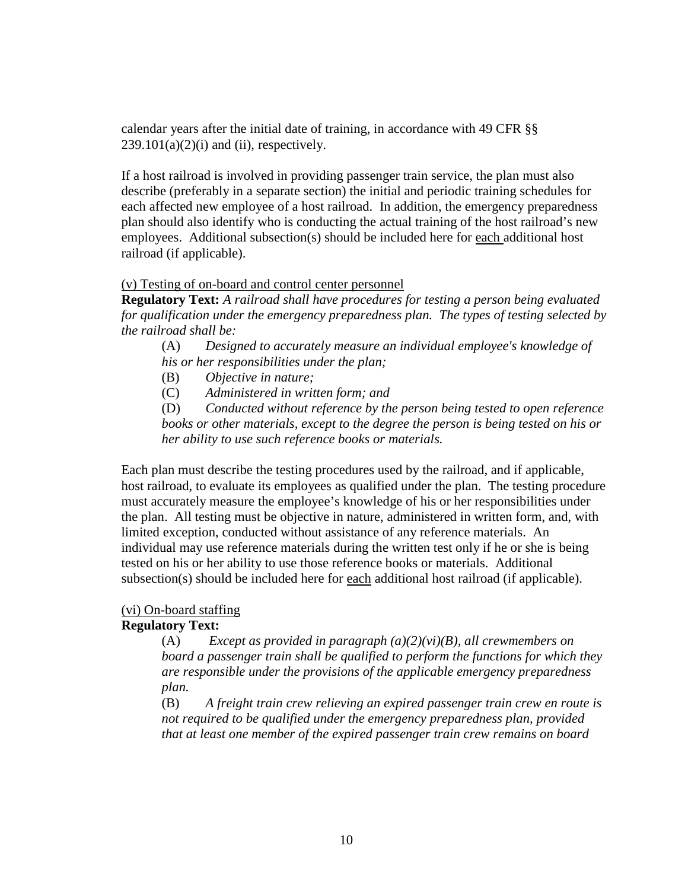calendar years after the initial date of training, in accordance with 49 CFR §§ 239.101(a)(2)(i) and (ii), respectively.

If a host railroad is involved in providing passenger train service, the plan must also describe (preferably in a separate section) the initial and periodic training schedules for each affected new employee of a host railroad. In addition, the emergency preparedness plan should also identify who is conducting the actual training of the host railroad's new employees. Additional subsection(s) should be included here for <u>each</u> additional host railroad (if applicable).

<u>(v) Testing of on-board and control center personnel</u>

**Regulatory Text:** *A railroad shall have procedures for testing a person being evaluated for qualification under the emergency preparedness plan. The types of testing selected by the railroad shall be:*

(A) *Designed to accurately measure an individual employee's knowledge of his or her responsibilities under the plan;*

(B) *Objective in nature;*

(C) *Administered in written form; and*

(D) *Conducted without reference by the person being tested to open reference books or other materials, except to the degree the person is being tested on his or her ability to use such reference books or materials.*

Each plan must describe the testing procedures used by the railroad, and if applicable, host railroad, to evaluate its employees as qualified under the plan. The testing procedure must accurately measure the employee's knowledge of his or her responsibilities under the plan. All testing must be objective in nature, administered in written form, and, with limited exception, conducted without assistance of any reference materials. An individual may use reference materials during the written test only if he or she is being tested on his or her ability to use those reference books or materials. Additional subsection(s) should be included here for <u>each</u> additional host railroad (if applicable).

<u>(vi) On-board staffing</u>

**Regulatory Text:**

(A) *Except as provided in paragraph (a)(2)(vi)(B), all crewmembers on board a passenger train shall be qualified to perform the functions for which they are responsible under the provisions of the applicable emergency preparedness plan.*

(B) *A freight train crew relieving an expired passenger train crew en route is not required to be qualified under the emergency preparedness plan, provided that at least one member of the expired passenger train crew remains on board*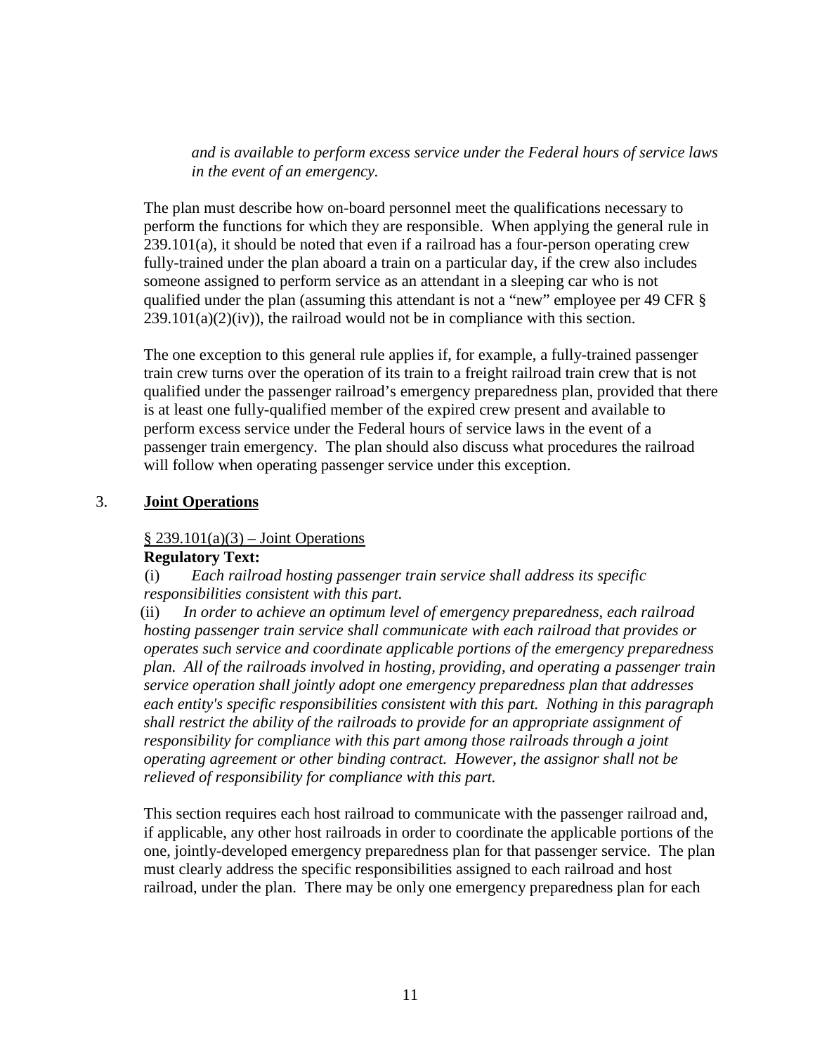*and is available to perform excess service under the Federal hours of service laws in the event of an emergency.*

The plan must describe how on-board personnel meet the qualifications necessary to perform the functions for which they are responsible. When applying the general rule in 239.101(a), it should be noted that even if a railroad has a four-person operating crew fully-trained under the plan aboard a train on a particular day, if the crew also includes someone assigned to perform service as an attendant in a sleeping car who is not qualified under the plan (assuming this attendant is not a "new" employee per 49 CFR § 239.101(a)(2)(iv)), the railroad would not be in compliance with this section.

The one exception to this general rule applies if, for example, a fully-trained passenger train crew turns over the operation of its train to a freight railroad train crew that is not qualified under the passenger railroad's emergency preparedness plan, provided that there is at least one fully-qualified member of the expired crew present and available to perform excess service under the Federal hours of service laws in the event of a passenger train emergency. The plan should also discuss what procedures the railroad will follow when operating passenger service under this exception.

## 3. Joint Operations

§ 239.101(a)(3) – Joint Operations

**Regulatory Text:**

(i) *Each railroad hosting passenger train service shall address its specific responsibilities consistent with this part.*

(ii) *In order to achieve an optimum level of emergency preparedness, each railroad hosting passenger train service shall communicate with each railroad that provides or operates such service and coordinate applicable portions of the emergency preparedness plan. All of the railroads involved in hosting, providing, and operating a passenger train service operation shall jointly adopt one emergency preparedness plan that addresses each entity's specific responsibilities consistent with this part. Nothing in this paragraph shall restrict the ability of the railroads to provide for an appropriate assignment of responsibility for compliance with this part among those railroads through a joint operating agreement or other binding contract. However, the assignor shall not be relieved of responsibility for compliance with this part.*

This section requires each host railroad to communicate with the passenger railroad and, if applicable, any other host railroads in order to coordinate the applicable portions of the one, jointly-developed emergency preparedness plan for that passenger service. The plan must clearly address the specific responsibilities assigned to each railroad and host railroad, under the plan. There may be only one emergency preparedness plan for each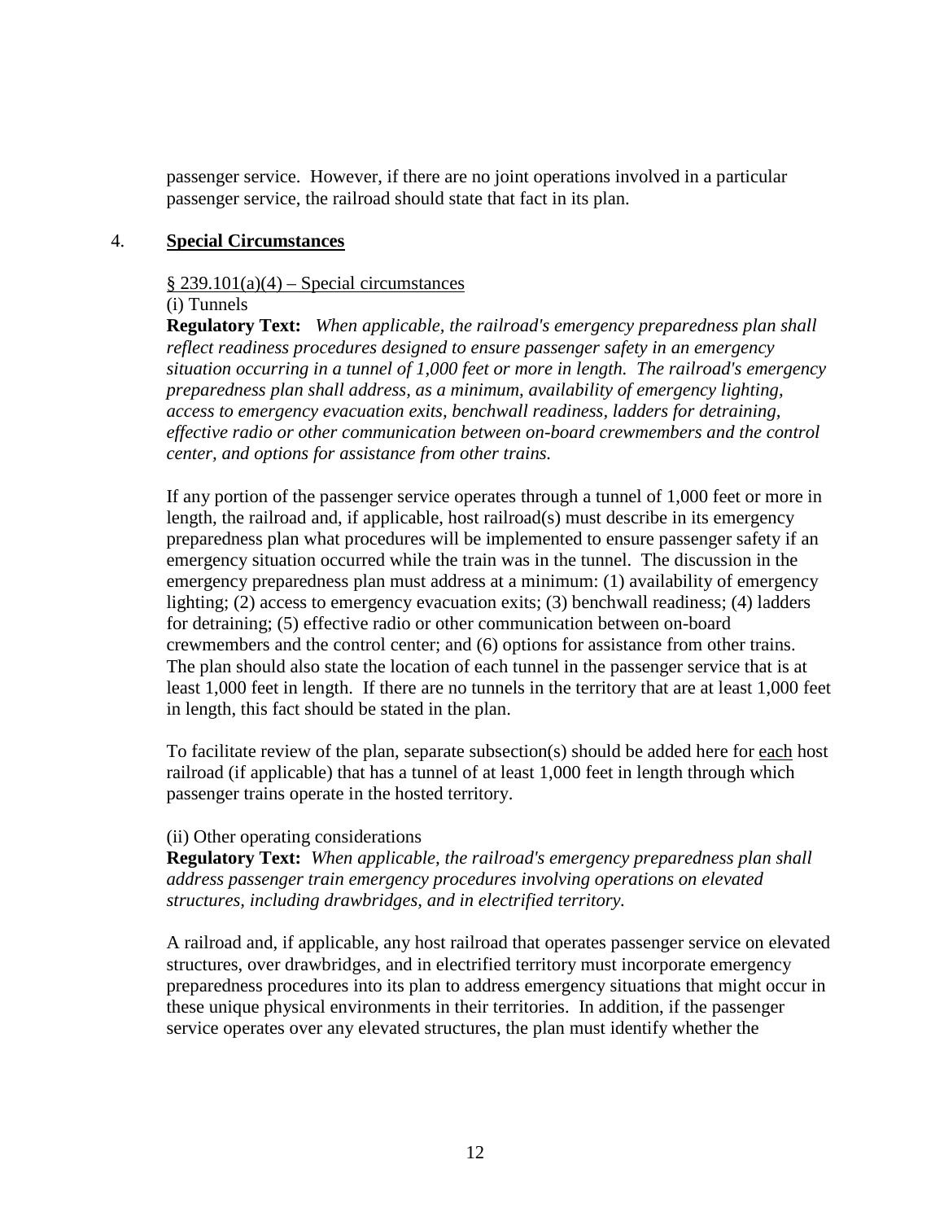passenger service. However, if there are no joint operations involved in a particular passenger service, the railroad should state that fact in its plan.

## 4. Special Circumstances

§ 239.101(a)(4) – Special circumstances

(i) Tunnels

**Regulatory Text:** *When applicable, the railroad's emergency preparedness plan shall reflect readiness procedures designed to ensure passenger safety in an emergency situation occurring in a tunnel of 1,000 feet or more in length. The railroad's emergency preparedness plan shall address, as a minimum, availability of emergency lighting, access to emergency evacuation exits, benchwall readiness, ladders for detraining, effective radio or other communication between on-board crewmembers and the control center, and options for assistance from other trains.*

If any portion of the passenger service operates through a tunnel of 1,000 feet or more in length, the railroad and, if applicable, host railroad(s) must describe in its emergency preparedness plan what procedures will be implemented to ensure passenger safety if an emergency situation occurred while the train was in the tunnel. The discussion in the emergency preparedness plan must address at a minimum: (1) availability of emergency lighting; (2) access to emergency evacuation exits; (3) benchwall readiness; (4) ladders for detraining; (5) effective radio or other communication between on-board crewmembers and the control center; and (6) options for assistance from other trains. The plan should also state the location of each tunnel in the passenger service that is at least 1,000 feet in length. If there are no tunnels in the territory that are at least 1,000 feet in length, this fact should be stated in the plan.

To facilitate review of the plan, separate subsection(s) should be added here for each host railroad (if applicable) that has a tunnel of at least 1,000 feet in length through which passenger trains operate in the hosted territory.

(ii) Other operating considerations

**Regulatory Text:** *When applicable, the railroad's emergency preparedness plan shall address passenger train emergency procedures involving operations on elevated structures, including drawbridges, and in electrified territory.*

A railroad and, if applicable, any host railroad that operates passenger service on elevated structures, over drawbridges, and in electrified territory must incorporate emergency preparedness procedures into its plan to address emergency situations that might occur in these unique physical environments in their territories. In addition, if the passenger service operates over any elevated structures, the plan must identify whether the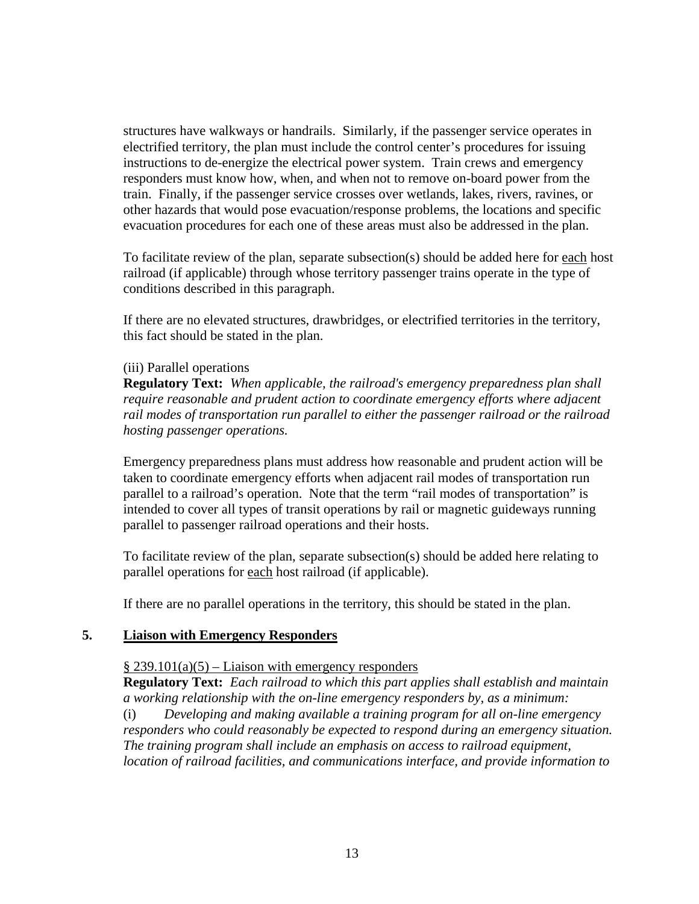structures have walkways or handrails. Similarly, if the passenger service operates in electrified territory, the plan must include the control center's procedures for issuing instructions to de-energize the electrical power system. Train crews and emergency responders must know how, when, and when not to remove on-board power from the train. Finally, if the passenger service crosses over wetlands, lakes, rivers, ravines, or other hazards that would pose evacuation/response problems, the locations and specific evacuation procedures for each one of these areas must also be addressed in the plan.

To facilitate review of the plan, separate subsection(s) should be added here for <u>each</u> host railroad (if applicable) through whose territory passenger trains operate in the type of conditions described in this paragraph.

If there are no elevated structures, drawbridges, or electrified territories in the territory, this fact should be stated in the plan.

(iii) Parallel operations
**Regulatory Text:** *When applicable, the railroad's emergency preparedness plan shall require reasonable and prudent action to coordinate emergency efforts where adjacent rail modes of transportation run parallel to either the passenger railroad or the railroad hosting passenger operations.*

Emergency preparedness plans must address how reasonable and prudent action will be taken to coordinate emergency efforts when adjacent rail modes of transportation run parallel to a railroad's operation. Note that the term "rail modes of transportation" is intended to cover all types of transit operations by rail or magnetic guideways running parallel to passenger railroad operations and their hosts.

To facilitate review of the plan, separate subsection(s) should be added here relating to parallel operations for <u>each</u> host railroad (if applicable).

If there are no parallel operations in the territory, this should be stated in the plan.

## 5. Liaison with Emergency Responders

<u>§ 239.101(a)(5) – Liaison with emergency responders</u>
**Regulatory Text:** *Each railroad to which this part applies shall establish and maintain a working relationship with the on-line emergency responders by, as a minimum:*
(i) *Developing and making available a training program for all on-line emergency responders who could reasonably be expected to respond during an emergency situation. The training program shall include an emphasis on access to railroad equipment, location of railroad facilities, and communications interface, and provide information to*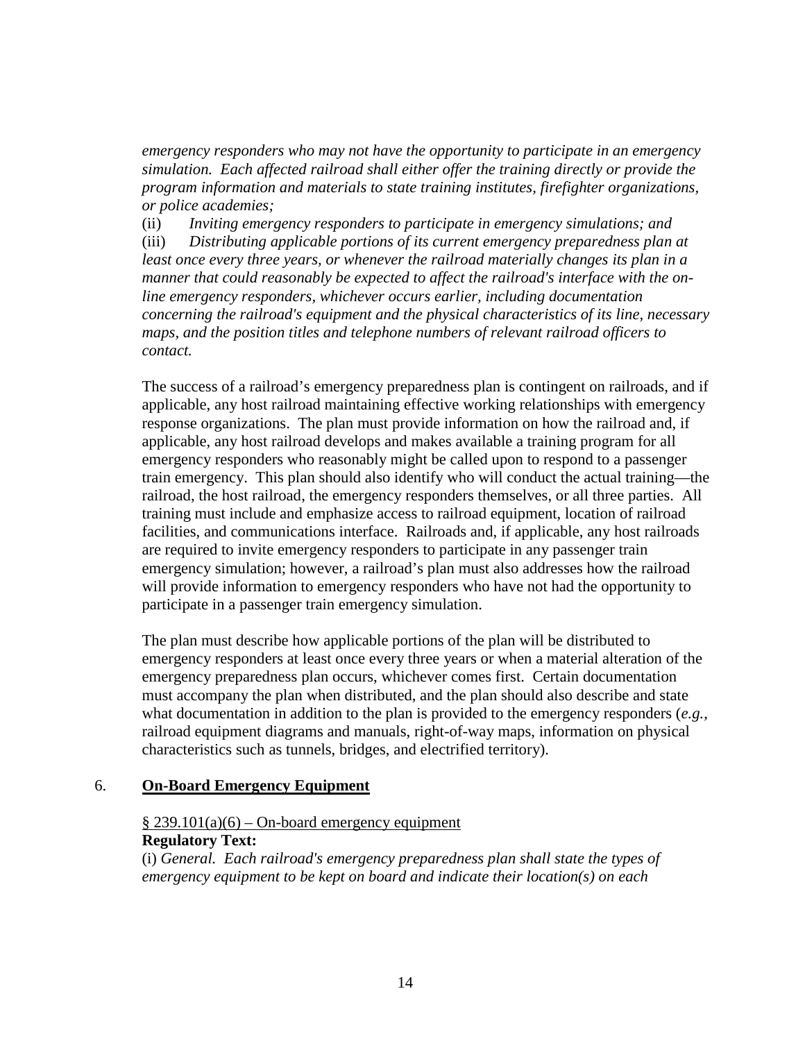*emergency responders who may not have the opportunity to participate in an emergency simulation. Each affected railroad shall either offer the training directly or provide the program information and materials to state training institutes, firefighter organizations, or police academies;*

(ii) *Inviting emergency responders to participate in emergency simulations; and*

(iii) *Distributing applicable portions of its current emergency preparedness plan at least once every three years, or whenever the railroad materially changes its plan in a manner that could reasonably be expected to affect the railroad's interface with the on-line emergency responders, whichever occurs earlier, including documentation concerning the railroad's equipment and the physical characteristics of its line, necessary maps, and the position titles and telephone numbers of relevant railroad officers to contact.*

The success of a railroad's emergency preparedness plan is contingent on railroads, and if applicable, any host railroad maintaining effective working relationships with emergency response organizations. The plan must provide information on how the railroad and, if applicable, any host railroad develops and makes available a training program for all emergency responders who reasonably might be called upon to respond to a passenger train emergency. This plan should also identify who will conduct the actual training—the railroad, the host railroad, the emergency responders themselves, or all three parties. All training must include and emphasize access to railroad equipment, location of railroad facilities, and communications interface. Railroads and, if applicable, any host railroads are required to invite emergency responders to participate in any passenger train emergency simulation; however, a railroad's plan must also addresses how the railroad will provide information to emergency responders who have not had the opportunity to participate in a passenger train emergency simulation.

The plan must describe how applicable portions of the plan will be distributed to emergency responders at least once every three years or when a material alteration of the emergency preparedness plan occurs, whichever comes first. Certain documentation must accompany the plan when distributed, and the plan should also describe and state what documentation in addition to the plan is provided to the emergency responders (*e.g.*, railroad equipment diagrams and manuals, right-of-way maps, information on physical characteristics such as tunnels, bridges, and electrified territory).

## 6. On-Board Emergency Equipment

§ 239.101(a)(6) – On-board emergency equipment

**Regulatory Text:**

(i) *General. Each railroad's emergency preparedness plan shall state the types of emergency equipment to be kept on board and indicate their location(s) on each*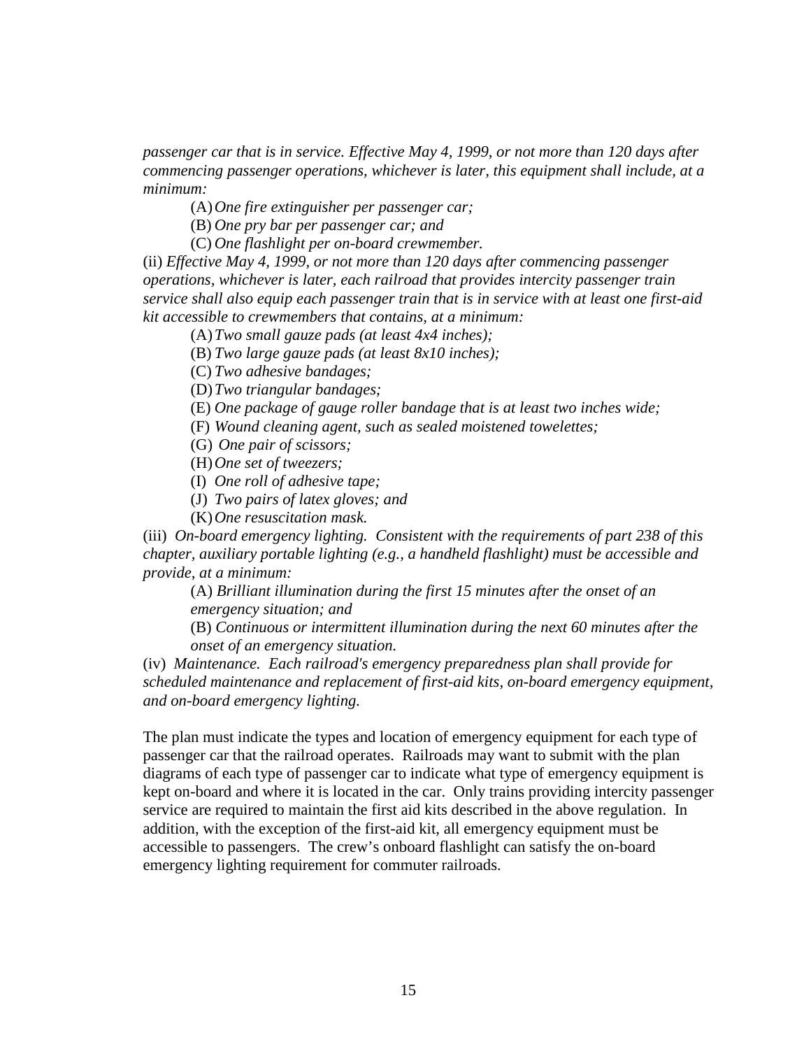*passenger car that is in service. Effective May 4, 1999, or not more than 120 days after commencing passenger operations, whichever is later, this equipment shall include, at a minimum:*

(A) *One fire extinguisher per passenger car;*

(B) *One pry bar per passenger car; and*

(C) *One flashlight per on-board crewmember.*

(ii) *Effective May 4, 1999, or not more than 120 days after commencing passenger operations, whichever is later, each railroad that provides intercity passenger train service shall also equip each passenger train that is in service with at least one first-aid kit accessible to crewmembers that contains, at a minimum:*

(A) *Two small gauze pads (at least 4x4 inches);*

(B) *Two large gauze pads (at least 8x10 inches);*

(C) *Two adhesive bandages;*

(D) *Two triangular bandages;*

(E) *One package of gauge roller bandage that is at least two inches wide;*

(F) *Wound cleaning agent, such as sealed moistened towelettes;*

(G) *One pair of scissors;*

(H) *One set of tweezers;*

(I) *One roll of adhesive tape;*

(J) *Two pairs of latex gloves; and*

(K) *One resuscitation mask.*

(iii) *On-board emergency lighting. Consistent with the requirements of part 238 of this chapter, auxiliary portable lighting (e.g., a handheld flashlight) must be accessible and provide, at a minimum:*

(A) *Brilliant illumination during the first 15 minutes after the onset of an emergency situation; and*

(B) *Continuous or intermittent illumination during the next 60 minutes after the onset of an emergency situation.*

(iv) *Maintenance. Each railroad's emergency preparedness plan shall provide for scheduled maintenance and replacement of first-aid kits, on-board emergency equipment, and on-board emergency lighting.*

The plan must indicate the types and location of emergency equipment for each type of passenger car that the railroad operates. Railroads may want to submit with the plan diagrams of each type of passenger car to indicate what type of emergency equipment is kept on-board and where it is located in the car. Only trains providing intercity passenger service are required to maintain the first aid kits described in the above regulation. In addition, with the exception of the first-aid kit, all emergency equipment must be accessible to passengers. The crew's onboard flashlight can satisfy the on-board emergency lighting requirement for commuter railroads.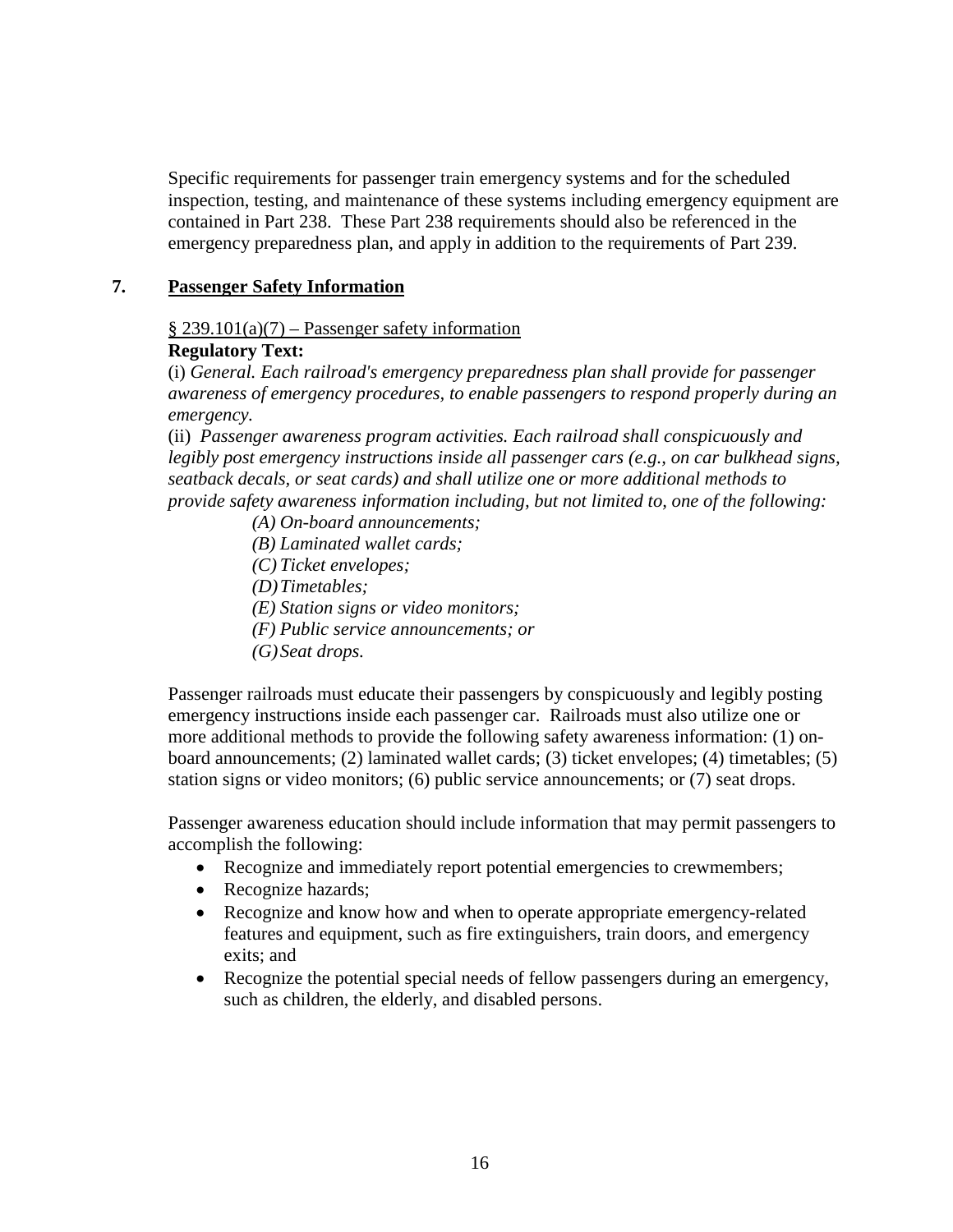Specific requirements for passenger train emergency systems and for the scheduled inspection, testing, and maintenance of these systems including emergency equipment are contained in Part 238. These Part 238 requirements should also be referenced in the emergency preparedness plan, and apply in addition to the requirements of Part 239.

## 7. Passenger Safety Information

§ 239.101(a)(7) – Passenger safety information

**Regulatory Text:**

(i) *General. Each railroad's emergency preparedness plan shall provide for passenger awareness of emergency procedures, to enable passengers to respond properly during an emergency.*

(ii) *Passenger awareness program activities. Each railroad shall conspicuously and legibly post emergency instructions inside all passenger cars (e.g., on car bulkhead signs, seatback decals, or seat cards) and shall utilize one or more additional methods to provide safety awareness information including, but not limited to, one of the following:*

*(A) On-board announcements;*
*(B) Laminated wallet cards;*
*(C) Ticket envelopes;*
*(D) Timetables;*
*(E) Station signs or video monitors;*
*(F) Public service announcements; or*
*(G) Seat drops.*

Passenger railroads must educate their passengers by conspicuously and legibly posting emergency instructions inside each passenger car. Railroads must also utilize one or more additional methods to provide the following safety awareness information: (1) on-board announcements; (2) laminated wallet cards; (3) ticket envelopes; (4) timetables; (5) station signs or video monitors; (6) public service announcements; or (7) seat drops.

Passenger awareness education should include information that may permit passengers to accomplish the following:

- Recognize and immediately report potential emergencies to crewmembers;
- Recognize hazards;
- Recognize and know how and when to operate appropriate emergency-related features and equipment, such as fire extinguishers, train doors, and emergency exits; and
- Recognize the potential special needs of fellow passengers during an emergency, such as children, the elderly, and disabled persons.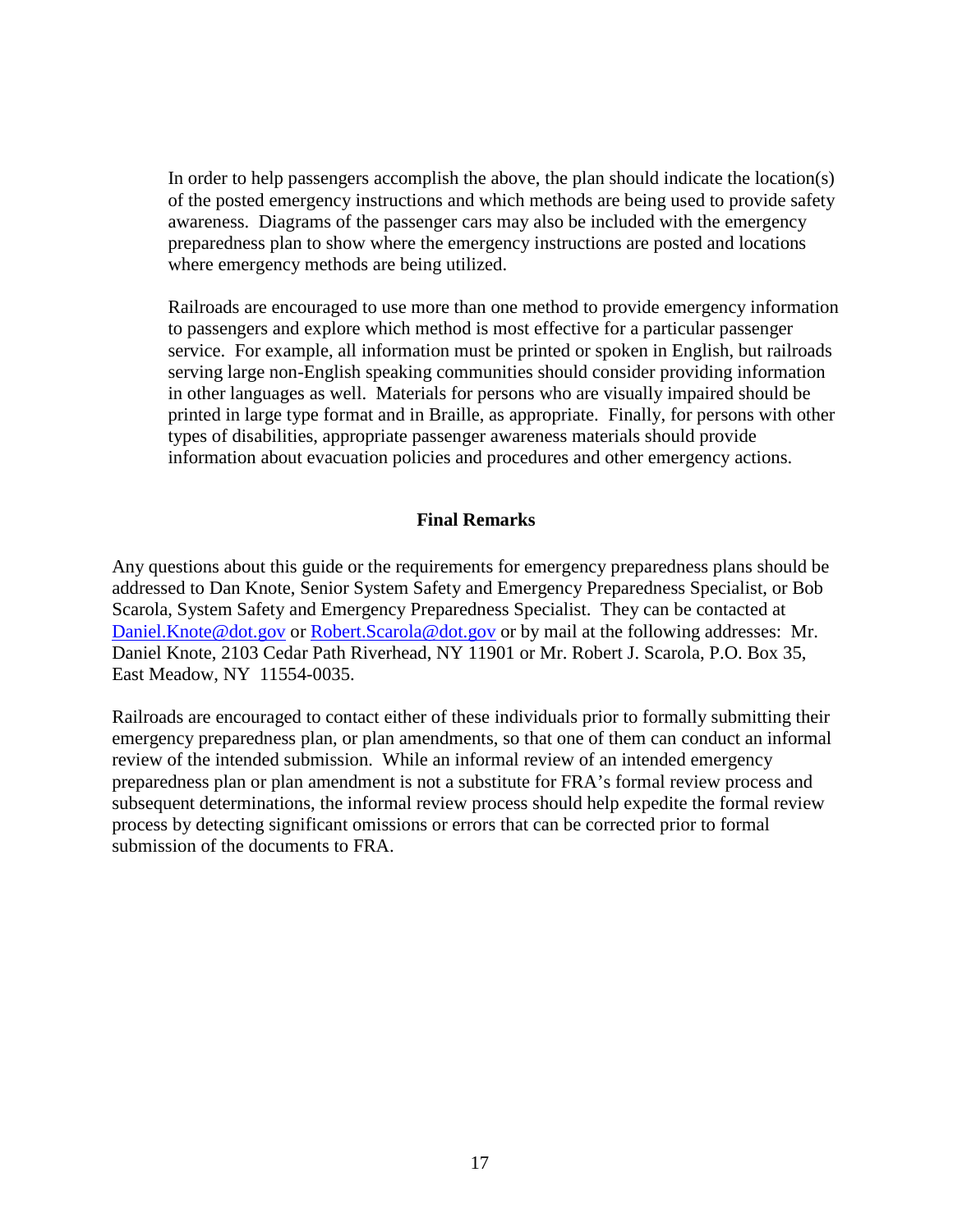In order to help passengers accomplish the above, the plan should indicate the location(s) of the posted emergency instructions and which methods are being used to provide safety awareness. Diagrams of the passenger cars may also be included with the emergency preparedness plan to show where the emergency instructions are posted and locations where emergency methods are being utilized.

Railroads are encouraged to use more than one method to provide emergency information to passengers and explore which method is most effective for a particular passenger service. For example, all information must be printed or spoken in English, but railroads serving large non-English speaking communities should consider providing information in other languages as well. Materials for persons who are visually impaired should be printed in large type format and in Braille, as appropriate. Finally, for persons with other types of disabilities, appropriate passenger awareness materials should provide information about evacuation policies and procedures and other emergency actions.

## Final Remarks

Any questions about this guide or the requirements for emergency preparedness plans should be addressed to Dan Knote, Senior System Safety and Emergency Preparedness Specialist, or Bob Scarola, System Safety and Emergency Preparedness Specialist. They can be contacted at Daniel.Knote@dot.gov or Robert.Scarola@dot.gov or by mail at the following addresses: Mr. Daniel Knote, 2103 Cedar Path Riverhead, NY 11901 or Mr. Robert J. Scarola, P.O. Box 35, East Meadow, NY 11554-0035.

Railroads are encouraged to contact either of these individuals prior to formally submitting their emergency preparedness plan, or plan amendments, so that one of them can conduct an informal review of the intended submission. While an informal review of an intended emergency preparedness plan or plan amendment is not a substitute for FRA's formal review process and subsequent determinations, the informal review process should help expedite the formal review process by detecting significant omissions or errors that can be corrected prior to formal submission of the documents to FRA.